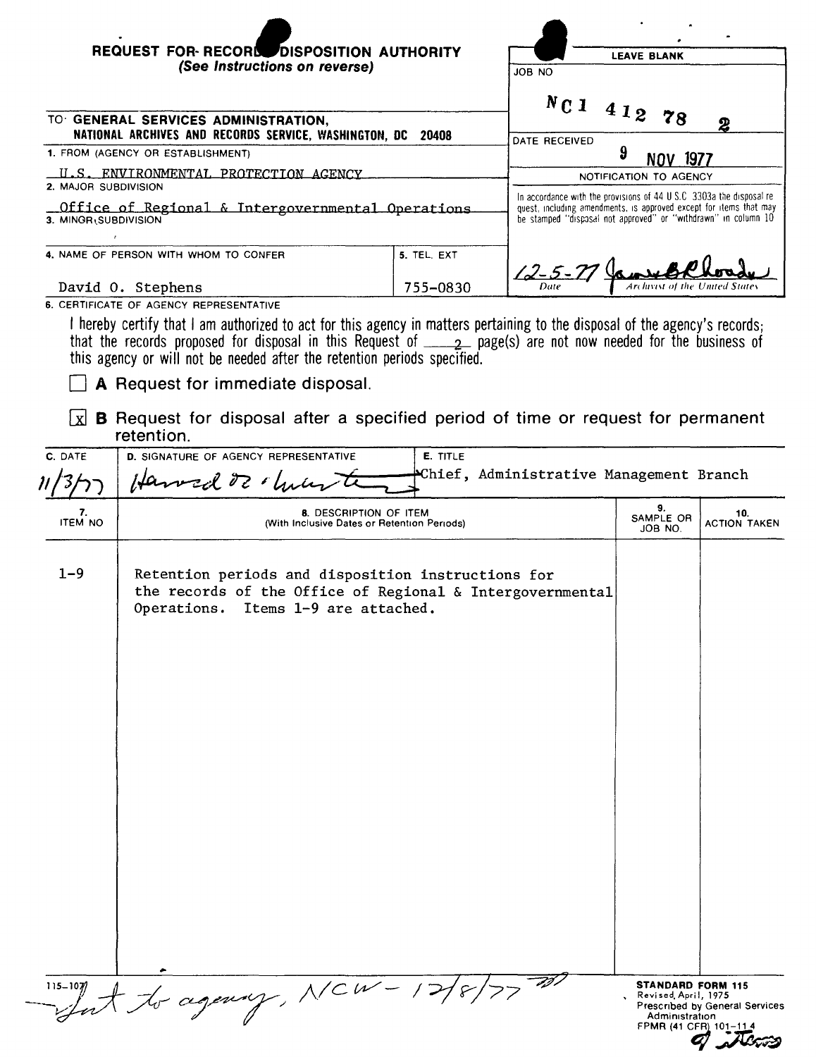## REQUEST FOR RECORDS DISPOSITION AUTHORITY
*(See Instructions on reverse)*

| LEAVE BLANK |
|---|
| JOB NO: NC1 412 78 2 |
| DATE RECEIVED: 9 NOV 1977 |
| NOTIFICATION TO AGENCY |
| In accordance with the provisions of 44 U.S.C. 3303a the disposal request, including amendments, is approved except for items that may be stamped "disposal not approved" or "withdrawn" in column 10 |
| 12-5-77 — Date; James B. Rhoads — Archivist of the United States |

TO: **GENERAL SERVICES ADMINISTRATION, NATIONAL ARCHIVES AND RECORDS SERVICE, WASHINGTON, DC 20408**

1. FROM (AGENCY OR ESTABLISHMENT): U.S. ENVIRONMENTAL PROTECTION AGENCY
2. MAJOR SUBDIVISION: Office of Regional & Intergovernmental Operations
3. MINOR SUBDIVISION:
4. NAME OF PERSON WITH WHOM TO CONFER: David O. Stephens
5. TEL. EXT: 755-0830

6. CERTIFICATE OF AGENCY REPRESENTATIVE

I hereby certify that I am authorized to act for this agency in matters pertaining to the disposal of the agency's records; that the records proposed for disposal in this Request of 2 page(s) are not now needed for the business of this agency or will not be needed after the retention periods specified.

☐ **A** Request for immediate disposal.

☒ **B** Request for disposal after a specified period of time or request for permanent retention.

| C. DATE | D. SIGNATURE OF AGENCY REPRESENTATIVE | E. TITLE |
|---|---|---|
| 11/3/77 | Howard R. Lunter | Chief, Administrative Management Branch |

| 7. ITEM NO | 8. DESCRIPTION OF ITEM (With Inclusive Dates or Retention Periods) | 9. SAMPLE OR JOB NO. | 10. ACTION TAKEN |
|---|---|---|---|
| 1-9 | Retention periods and disposition instructions for the records of the Office of Regional & Intergovernmental Operations. Items 1-9 are attached. | | |

115-107

Sent to agency, NCW - 12/8/77

STANDARD FORM 115
Revised, April, 1975
Prescribed by General Services Administration
FPMR (41 CFR) 101-11.4

9 items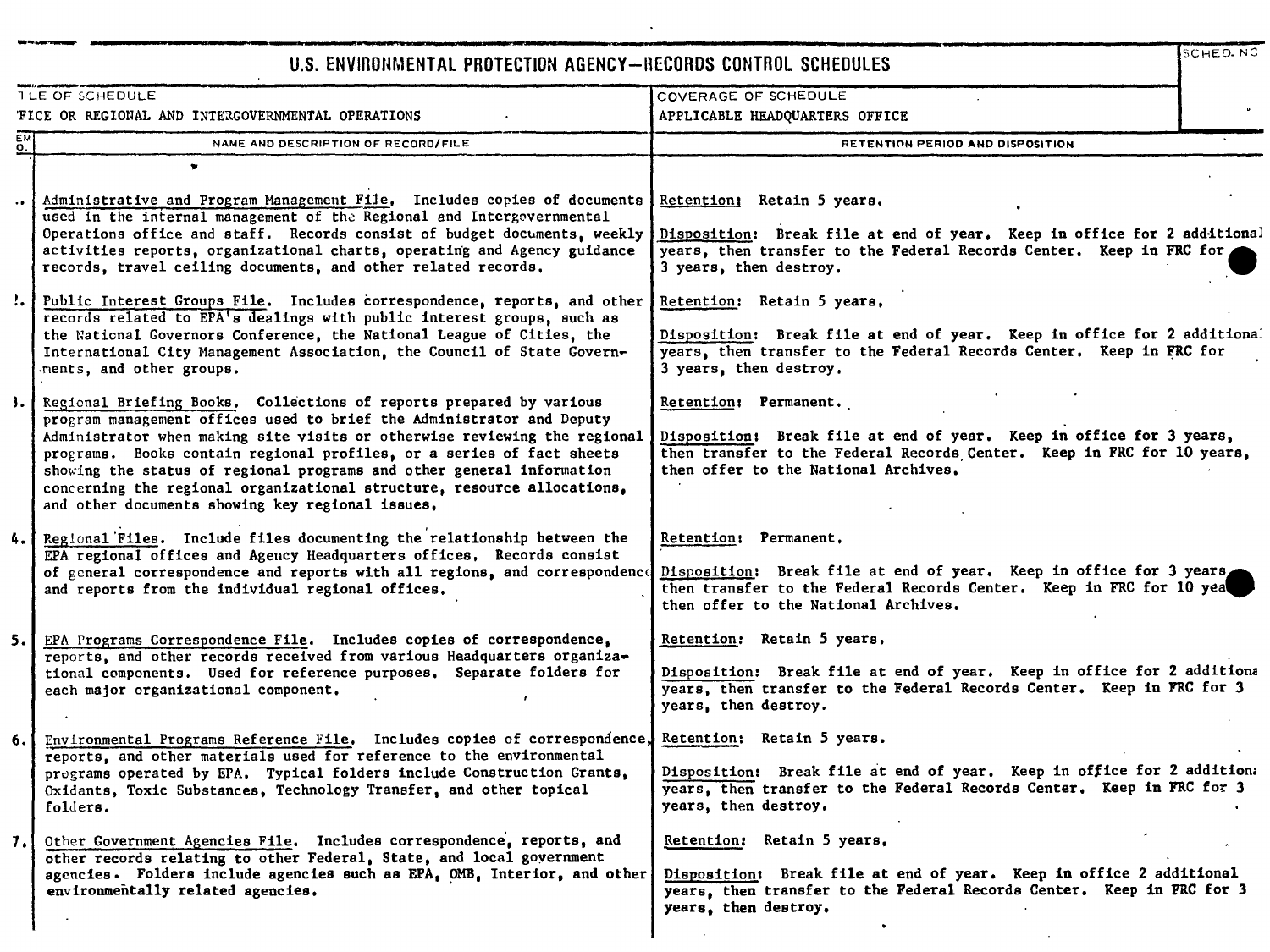# U.S. ENVIRONMENTAL PROTECTION AGENCY—RECORDS CONTROL SCHEDULES

| TITLE OF SCHEDULE | COVERAGE OF SCHEDULE | SCHED. NO. |
|---|---|---|
| OFFICE OR REGIONAL AND INTERGOVERNMENTAL OPERATIONS | APPLICABLE HEADQUARTERS OFFICE | |

| ITEM NO. | NAME AND DESCRIPTION OF RECORD/FILE | RETENTION PERIOD AND DISPOSITION |
|---|---|---|
| 1. | Administrative and Program Management File. Includes copies of documents used in the internal management of the Regional and Intergovernmental Operations office and staff. Records consist of budget documents, weekly activities reports, organizational charts, operating and Agency guidance records, travel ceiling documents, and other related records. | Retention: Retain 5 years.<br><br>Disposition: Break file at end of year. Keep in office for 2 additional years, then transfer to the Federal Records Center. Keep in FRC for 3 years, then destroy. |
| 2. | Public Interest Groups File. Includes correspondence, reports, and other records related to EPA's dealings with public interest groups, such as the National Governors Conference, the National League of Cities, the International City Management Association, the Council of State Governments, and other groups. | Retention: Retain 5 years.<br><br>Disposition: Break file at end of year. Keep in office for 2 additional years, then transfer to the Federal Records Center. Keep in FRC for 3 years, then destroy. |
| 3. | Regional Briefing Books. Collections of reports prepared by various program management offices used to brief the Administrator and Deputy Administrator when making site visits or otherwise reviewing the regional programs. Books contain regional profiles, or a series of fact sheets showing the status of regional programs and other general information concerning the regional organizational structure, resource allocations, and other documents showing key regional issues. | Retention: Permanent.<br><br>Disposition: Break file at end of year. Keep in office for 3 years, then transfer to the Federal Records Center. Keep in FRC for 10 years, then offer to the National Archives. |
| 4. | Regional Files. Include files documenting the relationship between the EPA regional offices and Agency Headquarters offices. Records consist of general correspondence and reports with all regions, and correspondence and reports from the individual regional offices. | Retention: Permanent.<br><br>Disposition: Break file at end of year. Keep in office for 3 years, then transfer to the Federal Records Center. Keep in FRC for 10 years, then offer to the National Archives. |
| 5. | EPA Programs Correspondence File. Includes copies of correspondence, reports, and other records received from various Headquarters organizational components. Used for reference purposes. Separate folders for each major organizational component. | Retention: Retain 5 years.<br><br>Disposition: Break file at end of year. Keep in office for 2 additional years, then transfer to the Federal Records Center. Keep in FRC for 3 years, then destroy. |
| 6. | Environmental Programs Reference File. Includes copies of correspondence, reports, and other materials used for reference to the environmental programs operated by EPA. Typical folders include Construction Grants, Oxidants, Toxic Substances, Technology Transfer, and other topical folders. | Retention: Retain 5 years.<br><br>Disposition: Break file at end of year. Keep in office for 2 additional years, then transfer to the Federal Records Center. Keep in FRC for 3 years, then destroy. |
| 7. | Other Government Agencies File. Includes correspondence, reports, and other records relating to other Federal, State, and local government agencies. Folders include agencies such as EPA, OMB, Interior, and other environmentally related agencies. | Retention: Retain 5 years.<br><br>Disposition: Break file at end of year. Keep in office 2 additional years, then transfer to the Federal Records Center. Keep in FRC for 3 years, then destroy. |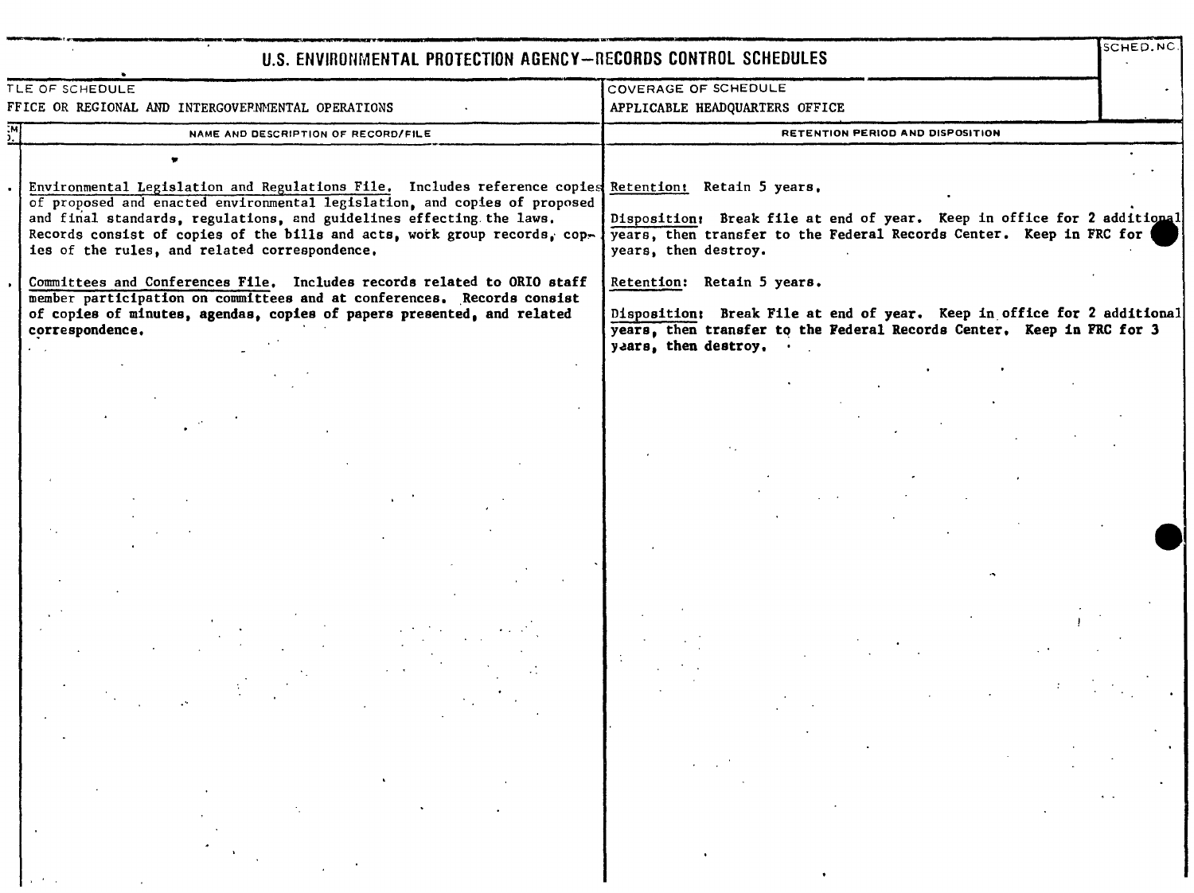# U.S. ENVIRONMENTAL PROTECTION AGENCY—RECORDS CONTROL SCHEDULES

SCHED. NO.

| TITLE OF SCHEDULE | COVERAGE OF SCHEDULE |
|---|---|
| OFFICE OR REGIONAL AND INTERGOVERNMENTAL OPERATIONS | APPLICABLE HEADQUARTERS OFFICE |

| ITEM NO. | NAME AND DESCRIPTION OF RECORD/FILE | RETENTION PERIOD AND DISPOSITION |
|---|---|---|
| . | Environmental Legislation and Regulations File. Includes reference copies of proposed and enacted environmental legislation, and copies of proposed and final standards, regulations, and guidelines effecting the laws. Records consist of copies of the bills and acts, work group records, copies of the rules, and related correspondence. | Retention: Retain 5 years.<br><br>Disposition: Break file at end of year. Keep in office for 2 additional years, then transfer to the Federal Records Center. Keep in FRC for years, then destroy. |
| . | Committees and Conferences File. Includes records related to ORIO staff member participation on committees and at conferences. Records consist of copies of minutes, agendas, copies of papers presented, and related correspondence. | Retention: Retain 5 years.<br><br>Disposition: Break File at end of year. Keep in office for 2 additional years, then transfer to the Federal Records Center. Keep in FRC for 3 years, then destroy. |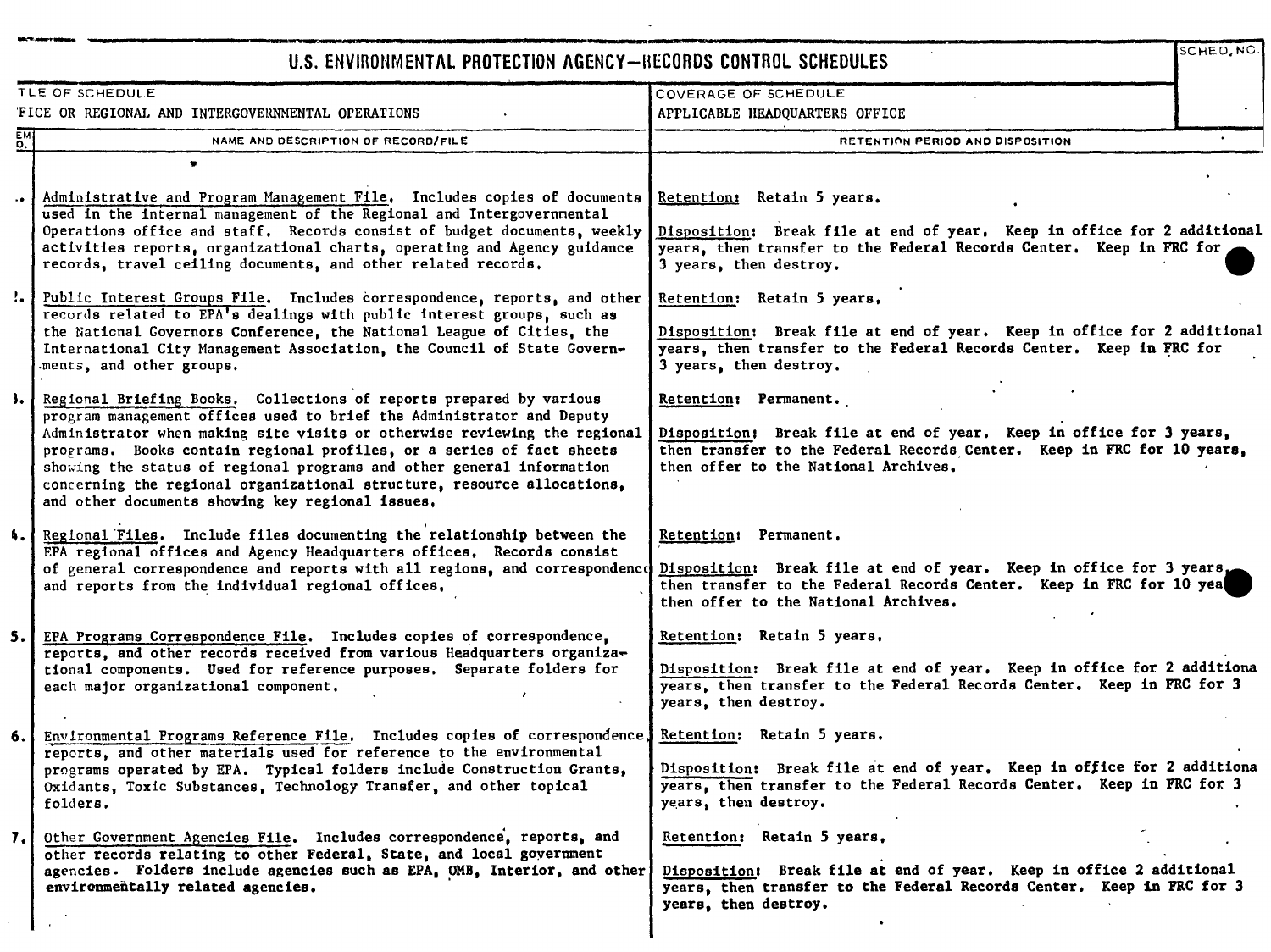# U.S. ENVIRONMENTAL PROTECTION AGENCY—RECORDS CONTROL SCHEDULES

| TITLE OF SCHEDULE | COVERAGE OF SCHEDULE | SCHED. NO. |
|---|---|---|
| OFFICE OR REGIONAL AND INTERGOVERNMENTAL OPERATIONS | APPLICABLE HEADQUARTERS OFFICE | |

| ITEM NO. | NAME AND DESCRIPTION OF RECORD/FILE | RETENTION PERIOD AND DISPOSITION |
|---|---|---|
| 1. | Administrative and Program Management File. Includes copies of documents used in the internal management of the Regional and Intergovernmental Operations office and staff. Records consist of budget documents, weekly activities reports, organizational charts, operating and Agency guidance records, travel ceiling documents, and other related records. | Retention: Retain 5 years.<br><br>Disposition: Break file at end of year. Keep in office for 2 additional years, then transfer to the Federal Records Center. Keep in FRC for 3 years, then destroy. |
| 2. | Public Interest Groups File. Includes correspondence, reports, and other records related to EPA's dealings with public interest groups, such as the National Governors Conference, the National League of Cities, the International City Management Association, the Council of State Governments, and other groups. | Retention: Retain 5 years.<br><br>Disposition: Break file at end of year. Keep in office for 2 additional years, then transfer to the Federal Records Center. Keep in FRC for 3 years, then destroy. |
| 3. | Regional Briefing Books. Collections of reports prepared by various program management offices used to brief the Administrator and Deputy Administrator when making site visits or otherwise reviewing the regional programs. Books contain regional profiles, or a series of fact sheets showing the status of regional programs and other general information concerning the regional organizational structure, resource allocations, and other documents showing key regional issues. | Retention: Permanent.<br><br>Disposition: Break file at end of year. Keep in office for 3 years, then transfer to the Federal Records Center. Keep in FRC for 10 years, then offer to the National Archives. |
| 4. | Regional Files. Include files documenting the relationship between the EPA regional offices and Agency Headquarters offices. Records consist of general correspondence and reports with all regions, and correspondence and reports from the individual regional offices. | Retention: Permanent.<br><br>Disposition: Break file at end of year. Keep in office for 3 years, then transfer to the Federal Records Center. Keep in FRC for 10 years, then offer to the National Archives. |
| 5. | EPA Programs Correspondence File. Includes copies of correspondence, reports, and other records received from various Headquarters organizational components. Used for reference purposes. Separate folders for each major organizational component. | Retention: Retain 5 years.<br><br>Disposition: Break file at end of year. Keep in office for 2 additional years, then transfer to the Federal Records Center. Keep in FRC for 3 years, then destroy. |
| 6. | Environmental Programs Reference File. Includes copies of correspondence, reports, and other materials used for reference to the environmental programs operated by EPA. Typical folders include Construction Grants, Oxidants, Toxic Substances, Technology Transfer, and other topical folders. | Retention: Retain 5 years.<br><br>Disposition: Break file at end of year. Keep in office for 2 additional years, then transfer to the Federal Records Center. Keep in FRC for 3 years, then destroy. |
| 7. | Other Government Agencies File. Includes correspondence, reports, and other records relating to other Federal, State, and local government agencies. Folders include agencies such as EPA, OMB, Interior, and other environmentally related agencies. | Retention: Retain 5 years.<br><br>Disposition: Break file at end of year. Keep in office 2 additional years, then transfer to the Federal Records Center. Keep in FRC for 3 years, then destroy. |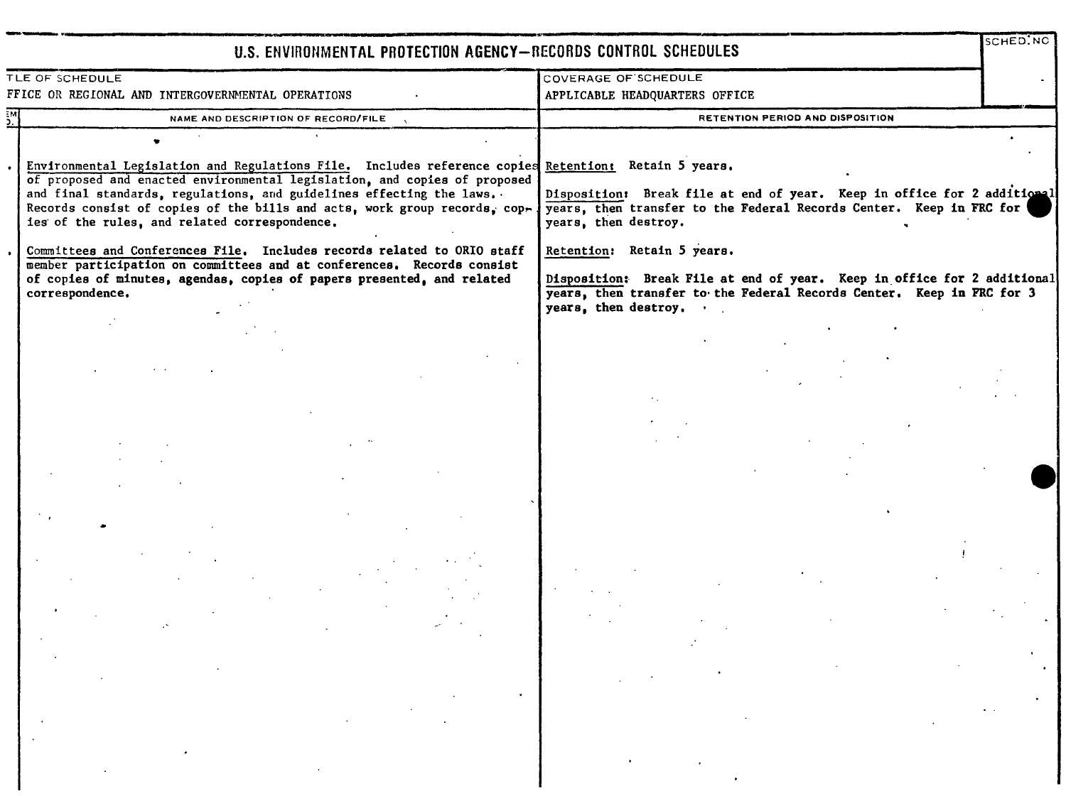## U.S. ENVIRONMENTAL PROTECTION AGENCY—RECORDS CONTROL SCHEDULES

| TITLE OF SCHEDULE | COVERAGE OF SCHEDULE | SCHED. NO. |
|---|---|---|
| OFFICE OR REGIONAL AND INTERGOVERNMENTAL OPERATIONS | APPLICABLE HEADQUARTERS OFFICE | |

| ITEM NO. | NAME AND DESCRIPTION OF RECORD/FILE | RETENTION PERIOD AND DISPOSITION |
|---|---|---|
| . | Environmental Legislation and Regulations File. Includes reference copies of proposed and enacted environmental legislation, and copies of proposed and final standards, regulations, and guidelines effecting the laws. Records consist of copies of the bills and acts, work group records, copies of the rules, and related correspondence. | Retention: Retain 5 years.<br><br>Disposition: Break file at end of year. Keep in office for 2 additional years, then transfer to the Federal Records Center. Keep in FRC for years, then destroy. |
| . | Committees and Conferences File. Includes records related to ORIO staff member participation on committees and at conferences. Records consist of copies of minutes, agendas, copies of papers presented, and related correspondence. | Retention: Retain 5 years.<br><br>Disposition: Break File at end of year. Keep in office for 2 additional years, then transfer to the Federal Records Center. Keep in FRC for 3 years, then destroy. |